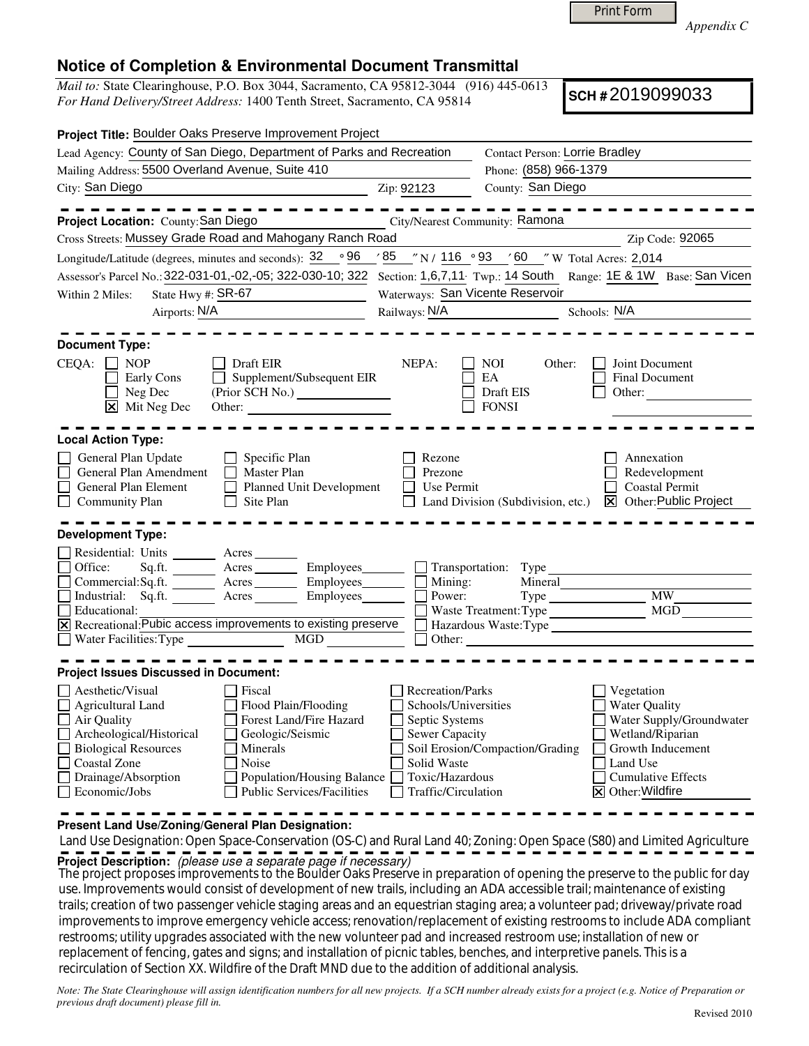Print Form

*Appendix C*

# Notice of Completion & Environmental Document Transmittal

*Mail to:* State Clearinghouse, P.O. Box 3044, Sacramento, CA 95812-3044 (916) 445-0613
*For Hand Delivery/Street Address:* 1400 Tenth Street, Sacramento, CA 95814

**SCH #** 2019099033

**Project Title:** Boulder Oaks Preserve Improvement Project

Lead Agency: County of San Diego, Department of Parks and Recreation
Contact Person: Lorrie Bradley
Mailing Address: 5500 Overland Avenue, Suite 410
Phone: (858) 966-1379
City: San Diego
Zip: 92123
County: San Diego

---

**Project Location:** County: San Diego
City/Nearest Community: Ramona
Cross Streets: Mussey Grade Road and Mahogany Ranch Road
Zip Code: 92065
Longitude/Latitude (degrees, minutes and seconds): 32 ° 96 ′ 85 ″ N / 116 ° 93 ′ 60 ″ W Total Acres: 2,014
Assessor's Parcel No.: 322-031-01,-02,-05; 322-030-10; 322
Section: 1,6,7,11
Twp.: 14 South
Range: 1E & 1W
Base: San Vicen
Within 2 Miles: State Hwy #: SR-67
Waterways: San Vicente Reservoir
Airports: N/A
Railways: N/A
Schools: N/A

---

**Document Type:**

CEQA:
- [ ] NOP
- [ ] Early Cons
- [ ] Neg Dec
- [x] Mit Neg Dec
- [ ] Draft EIR
- [ ] Supplement/Subsequent EIR (Prior SCH No.) ______
- Other: ______

NEPA:
- [ ] NOI
- [ ] EA
- [ ] Draft EIS
- [ ] FONSI

Other:
- [ ] Joint Document
- [ ] Final Document
- [ ] Other: ______

---

**Local Action Type:**

- [ ] General Plan Update
- [ ] General Plan Amendment
- [ ] General Plan Element
- [ ] Community Plan
- [ ] Specific Plan
- [ ] Master Plan
- [ ] Planned Unit Development
- [ ] Site Plan
- [ ] Rezone
- [ ] Prezone
- [ ] Use Permit
- [ ] Land Division (Subdivision, etc.)
- [ ] Annexation
- [ ] Redevelopment
- [ ] Coastal Permit
- [x] Other: Public Project

---

**Development Type:**

- [ ] Residential: Units ______ Acres ______
- [ ] Office: Sq.ft. ______ Acres ______ Employees ______
- [ ] Commercial: Sq.ft. ______ Acres ______ Employees ______
- [ ] Industrial: Sq.ft. ______ Acres ______ Employees ______
- [ ] Educational:
- [x] Recreational: Pubic access improvements to existing preserve
- [ ] Water Facilities: Type ______ MGD ______
- [ ] Transportation: Type ______
- [ ] Mining: Mineral ______
- [ ] Power: Type ______ MW ______
- [ ] Waste Treatment: Type ______ MGD ______
- [ ] Hazardous Waste: Type ______
- [ ] Other: ______

---

**Project Issues Discussed in Document:**

- [ ] Aesthetic/Visual
- [ ] Agricultural Land
- [ ] Air Quality
- [ ] Archeological/Historical
- [ ] Biological Resources
- [ ] Coastal Zone
- [ ] Drainage/Absorption
- [ ] Economic/Jobs
- [ ] Fiscal
- [ ] Flood Plain/Flooding
- [ ] Forest Land/Fire Hazard
- [ ] Geologic/Seismic
- [ ] Minerals
- [ ] Noise
- [ ] Population/Housing Balance
- [ ] Public Services/Facilities
- [ ] Recreation/Parks
- [ ] Schools/Universities
- [ ] Septic Systems
- [ ] Sewer Capacity
- [ ] Soil Erosion/Compaction/Grading
- [ ] Solid Waste
- [ ] Toxic/Hazardous
- [ ] Traffic/Circulation
- [ ] Vegetation
- [ ] Water Quality
- [ ] Water Supply/Groundwater
- [ ] Wetland/Riparian
- [ ] Growth Inducement
- [ ] Land Use
- [ ] Cumulative Effects
- [x] Other: Wildfire

---

**Present Land Use/Zoning/General Plan Designation:**

Land Use Designation: Open Space-Conservation (OS-C) and Rural Land 40; Zoning: Open Space (S80) and Limited Agriculture

---

**Project Description:** *(please use a separate page if necessary)*

The project proposes improvements to the Boulder Oaks Preserve in preparation of opening the preserve to the public for day use. Improvements would consist of development of new trails, including an ADA accessible trail; maintenance of existing trails; creation of two passenger vehicle staging areas and an equestrian staging area; a volunteer pad; driveway/private road improvements to improve emergency vehicle access; renovation/replacement of existing restrooms to include ADA compliant restrooms; utility upgrades associated with the new volunteer pad and increased restroom use; installation of new or replacement of fencing, gates and signs; and installation of picnic tables, benches, and interpretive panels. This is a recirculation of Section XX. Wildfire of the Draft MND due to the addition of additional analysis.

*Note: The State Clearinghouse will assign identification numbers for all new projects. If a SCH number already exists for a project (e.g. Notice of Preparation or previous draft document) please fill in.*

Revised 2010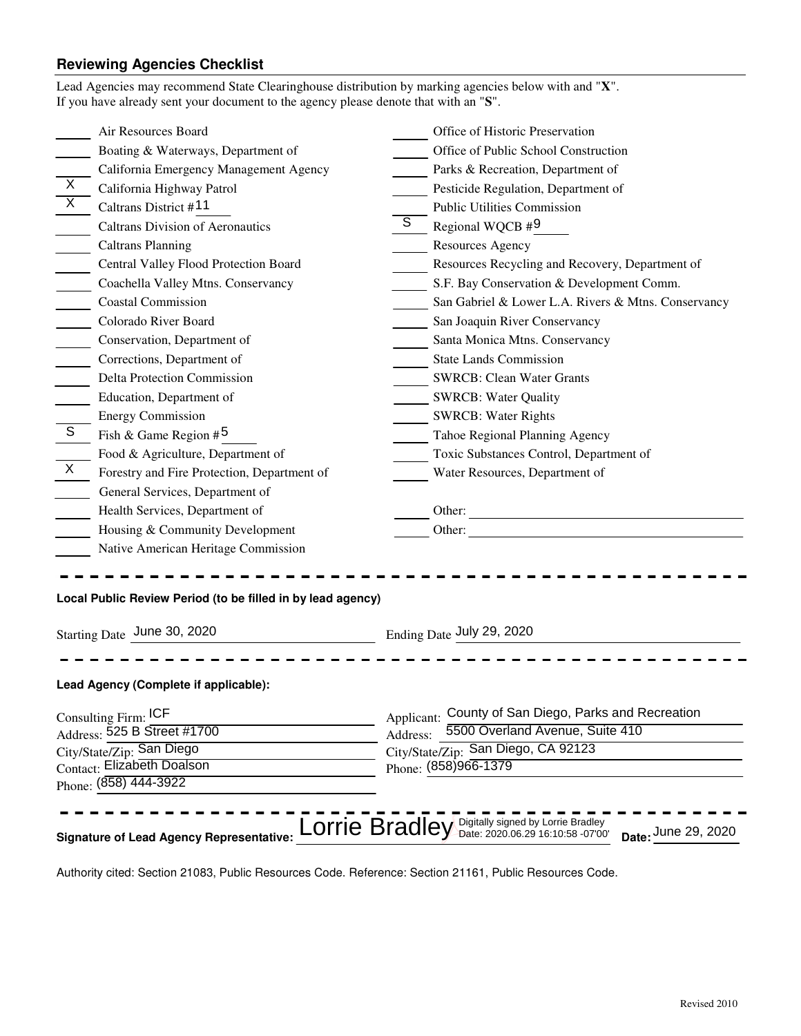## Reviewing Agencies Checklist

Lead Agencies may recommend State Clearinghouse distribution by marking agencies below with and "**X**".
If you have already sent your document to the agency please denote that with an "**S**".

| | | | |
|---|---|---|---|
| | Air Resources Board | | Office of Historic Preservation |
| | Boating & Waterways, Department of | | Office of Public School Construction |
| | California Emergency Management Agency | | Parks & Recreation, Department of |
| X | California Highway Patrol | | Pesticide Regulation, Department of |
| X | Caltrans District #11 | | Public Utilities Commission |
| | Caltrans Division of Aeronautics | S | Regional WQCB #9 |
| | Caltrans Planning | | Resources Agency |
| | Central Valley Flood Protection Board | | Resources Recycling and Recovery, Department of |
| | Coachella Valley Mtns. Conservancy | | S.F. Bay Conservation & Development Comm. |
| | Coastal Commission | | San Gabriel & Lower L.A. Rivers & Mtns. Conservancy |
| | Colorado River Board | | San Joaquin River Conservancy |
| | Conservation, Department of | | Santa Monica Mtns. Conservancy |
| | Corrections, Department of | | State Lands Commission |
| | Delta Protection Commission | | SWRCB: Clean Water Grants |
| | Education, Department of | | SWRCB: Water Quality |
| | Energy Commission | | SWRCB: Water Rights |
| S | Fish & Game Region #5 | | Tahoe Regional Planning Agency |
| | Food & Agriculture, Department of | | Toxic Substances Control, Department of |
| X | Forestry and Fire Protection, Department of | | Water Resources, Department of |
| | General Services, Department of | | |
| | Health Services, Department of | | Other: |
| | Housing & Community Development | | Other: |
| | Native American Heritage Commission | | |

---

**Local Public Review Period (to be filled in by lead agency)**

Starting Date June 30, 2020 Ending Date July 29, 2020

---

**Lead Agency (Complete if applicable):**

Consulting Firm: ICF
Address: 525 B Street #1700
City/State/Zip: San Diego
Contact: Elizabeth Doalson
Phone: (858) 444-3922

Applicant: County of San Diego, Parks and Recreation
Address: 5500 Overland Avenue, Suite 410
City/State/Zip: San Diego, CA 92123
Phone: (858)966-1379

---

**Signature of Lead Agency Representative:** Lorrie Bradley Digitally signed by Lorrie Bradley Date: 2020.06.29 16:10:58 -07'00' **Date:** June 29, 2020

Authority cited: Section 21083, Public Resources Code. Reference: Section 21161, Public Resources Code.

Revised 2010